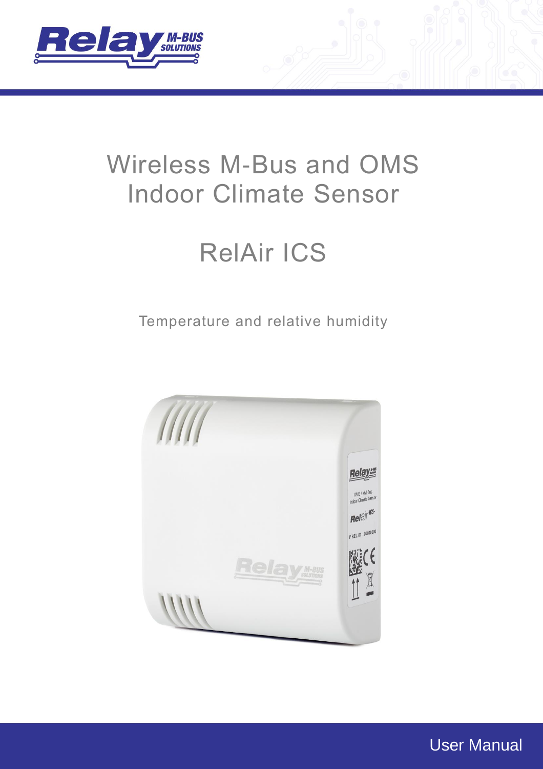# Wireless M-Bus and OMS Indoor Climate Sensor

# RelAir ICS

Temperature and relative humidity

User Manual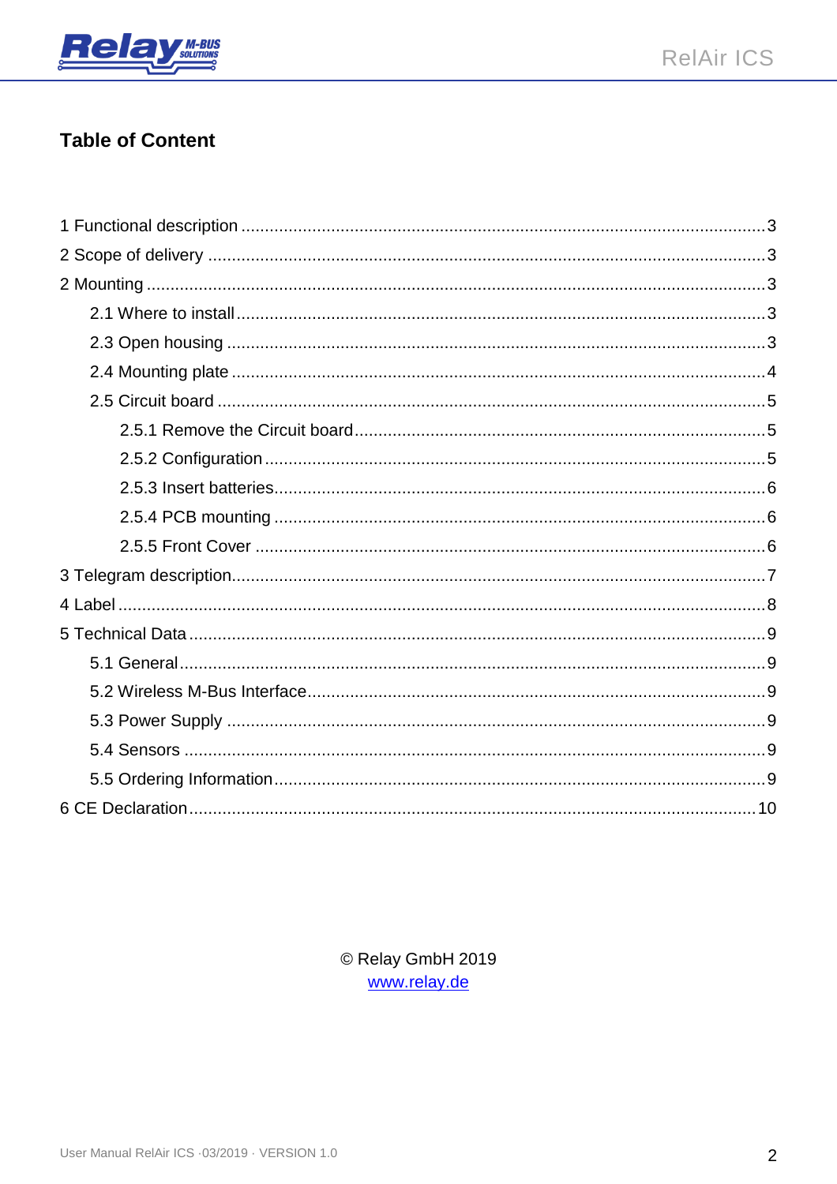## Table of Content

1 Functional description .......................................................................................................3
2 Scope of delivery ...............................................................................................................3
2 Mounting .............................................................................................................................3
    2.1 Where to install..............................................................................................................3
    2.3 Open housing .................................................................................................................3
    2.4 Mounting plate ...............................................................................................................4
    2.5 Circuit board ..................................................................................................................5
        2.5.1 Remove the Circuit board.......................................................................................5
        2.5.2 Configuration ..........................................................................................................5
        2.5.3 Insert batteries........................................................................................................6
        2.5.4 PCB mounting ........................................................................................................6
        2.5.5 Front Cover ............................................................................................................6
3 Telegram description..........................................................................................................7
4 Label ...................................................................................................................................8
5 Technical Data ....................................................................................................................9
    5.1 General...........................................................................................................................9
    5.2 Wireless M-Bus Interface................................................................................................9
    5.3 Power Supply .................................................................................................................9
    5.4 Sensors ..........................................................................................................................9
    5.5 Ordering Information.......................................................................................................9
6 CE Declaration ..................................................................................................................10

© Relay GmbH 2019
www.relay.de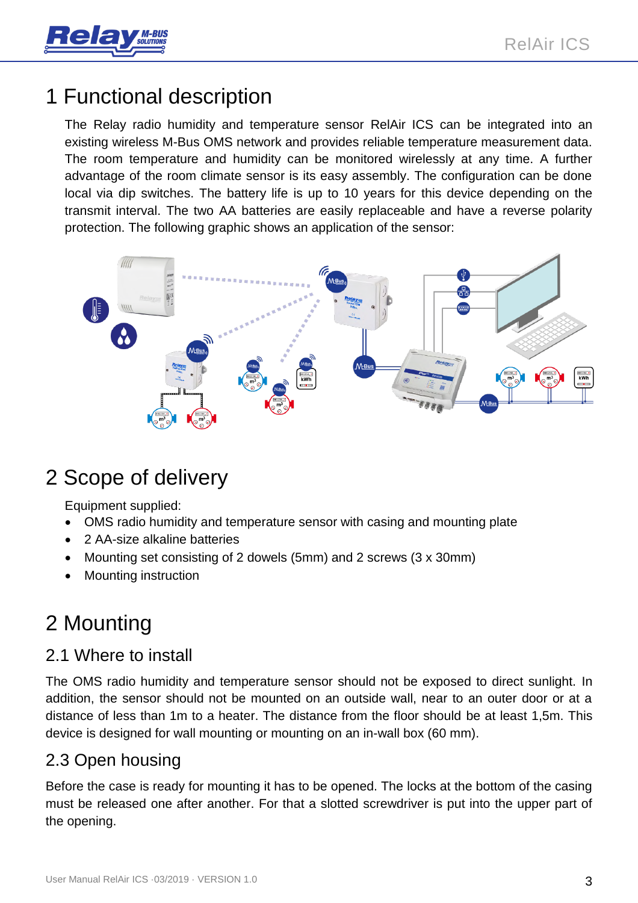# 1 Functional description

The Relay radio humidity and temperature sensor RelAir ICS can be integrated into an existing wireless M-Bus OMS network and provides reliable temperature measurement data. The room temperature and humidity can be monitored wirelessly at any time. A further advantage of the room climate sensor is its easy assembly. The configuration can be done local via dip switches. The battery life is up to 10 years for this device depending on the transmit interval. The two AA batteries are easily replaceable and have a reverse polarity protection. The following graphic shows an application of the sensor:

# 2 Scope of delivery

Equipment supplied:

- OMS radio humidity and temperature sensor with casing and mounting plate
- 2 AA-size alkaline batteries
- Mounting set consisting of 2 dowels (5mm) and 2 screws (3 x 30mm)
- Mounting instruction

# 2 Mounting

## 2.1 Where to install

The OMS radio humidity and temperature sensor should not be exposed to direct sunlight. In addition, the sensor should not be mounted on an outside wall, near to an outer door or at a distance of less than 1m to a heater. The distance from the floor should be at least 1,5m. This device is designed for wall mounting or mounting on an in-wall box (60 mm).

## 2.3 Open housing

Before the case is ready for mounting it has to be opened. The locks at the bottom of the casing must be released one after another. For that a slotted screwdriver is put into the upper part of the opening.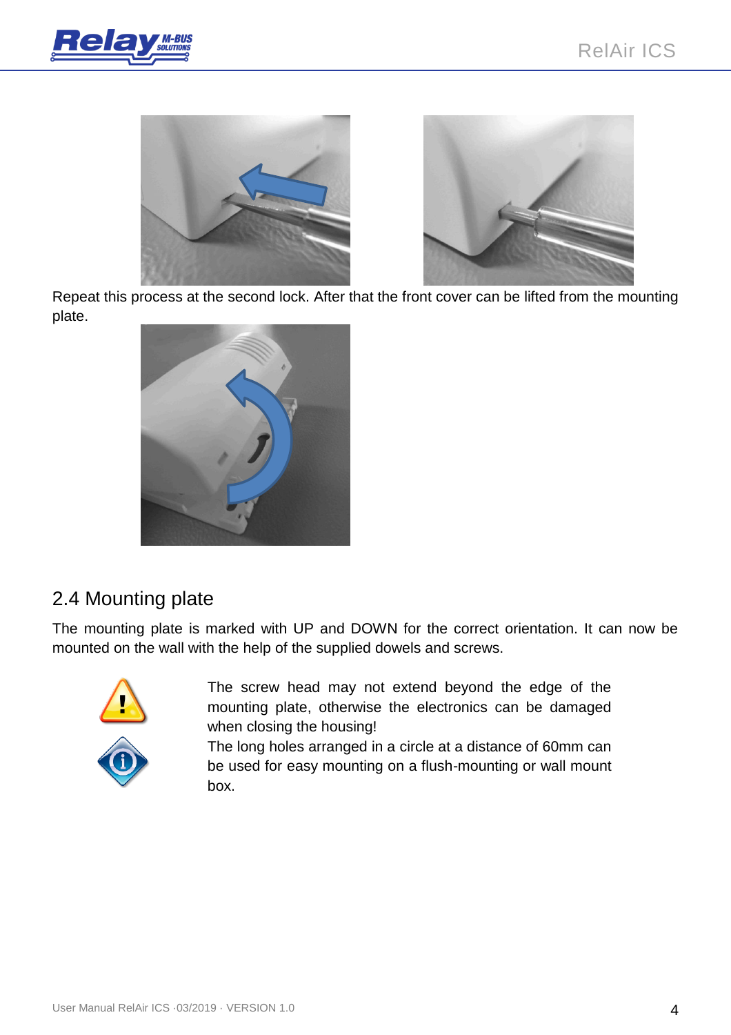Repeat this process at the second lock. After that the front cover can be lifted from the mounting plate.

## 2.4 Mounting plate

The mounting plate is marked with UP and DOWN for the correct orientation. It can now be mounted on the wall with the help of the supplied dowels and screws.

The screw head may not extend beyond the edge of the mounting plate, otherwise the electronics can be damaged when closing the housing!

The long holes arranged in a circle at a distance of 60mm can be used for easy mounting on a flush-mounting or wall mount box.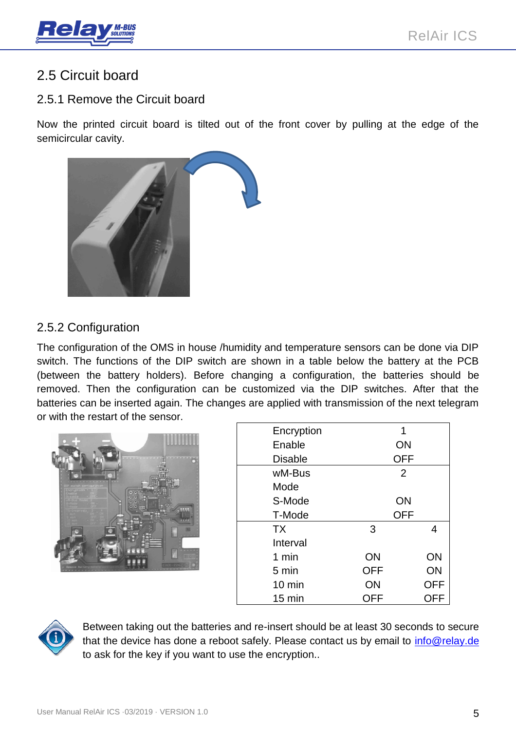## 2.5 Circuit board

### 2.5.1 Remove the Circuit board

Now the printed circuit board is tilted out of the front cover by pulling at the edge of the semicircular cavity.

### 2.5.2 Configuration

The configuration of the OMS in house /humidity and temperature sensors can be done via DIP switch. The functions of the DIP switch are shown in a table below the battery at the PCB (between the battery holders). Before changing a configuration, the batteries should be removed. Then the configuration can be customized via the DIP switches. After that the batteries can be inserted again. The changes are applied with transmission of the next telegram or with the restart of the sensor.

| Encryption | 1 | |
|---|---|---|
| Enable | ON | |
| Disable | OFF | |
| wM-Bus Mode | 2 | |
| S-Mode | ON | |
| T-Mode | OFF | |
| TX Interval | 3 | 4 |
| 1 min | ON | ON |
| 5 min | OFF | ON |
| 10 min | ON | OFF |
| 15 min | OFF | OFF |

Between taking out the batteries and re-insert should be at least 30 seconds to secure that the device has done a reboot safely. Please contact us by email to info@relay.de to ask for the key if you want to use the encryption..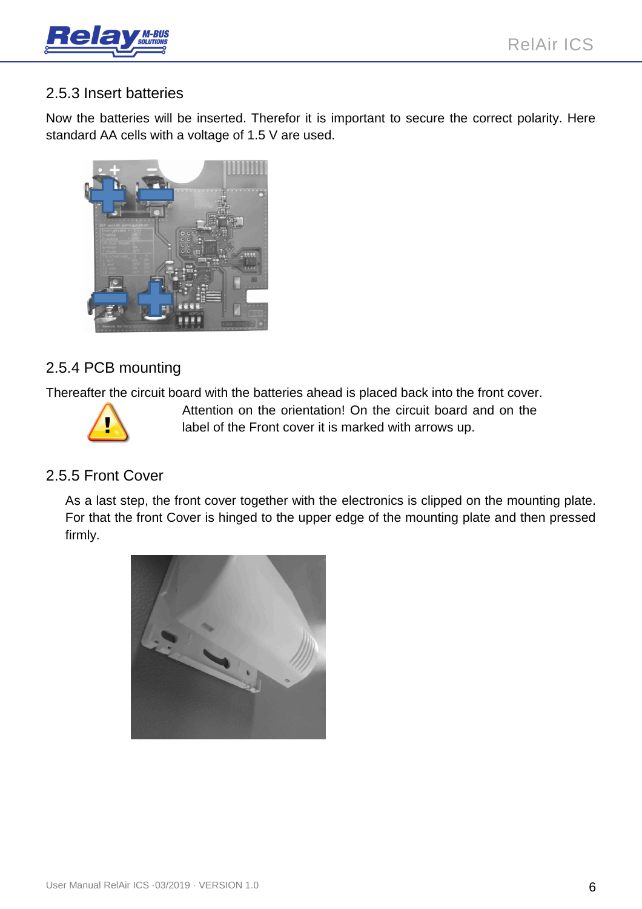### 2.5.3 Insert batteries

Now the batteries will be inserted. Therefor it is important to secure the correct polarity. Here standard AA cells with a voltage of 1.5 V are used.

### 2.5.4 PCB mounting

Thereafter the circuit board with the batteries ahead is placed back into the front cover.

Attention on the orientation! On the circuit board and on the label of the Front cover it is marked with arrows up.

### 2.5.5 Front Cover

As a last step, the front cover together with the electronics is clipped on the mounting plate. For that the front Cover is hinged to the upper edge of the mounting plate and then pressed firmly.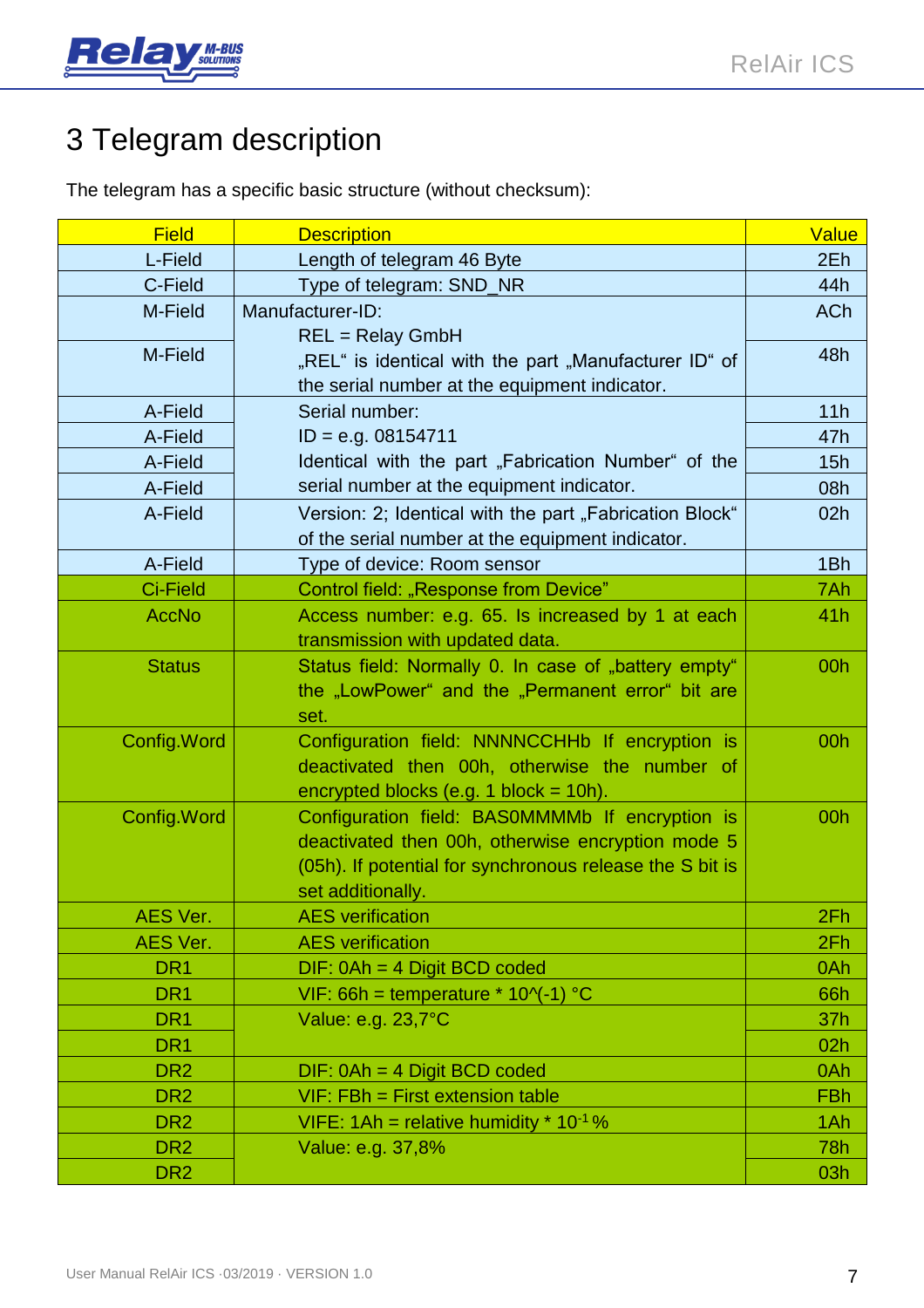# 3 Telegram description

The telegram has a specific basic structure (without checksum):

| Field | Description | Value |
|---|---|---|
| L-Field | Length of telegram 46 Byte | 2Eh |
| C-Field | Type of telegram: SND_NR | 44h |
| M-Field | Manufacturer-ID: REL = Relay GmbH „REL“ is identical with the part „Manufacturer ID“ of the serial number at the equipment indicator. | ACh |
| M-Field | | 48h |
| A-Field | Serial number: ID = e.g. 08154711 Identical with the part „Fabrication Number“ of the serial number at the equipment indicator. | 11h |
| A-Field | | 47h |
| A-Field | | 15h |
| A-Field | | 08h |
| A-Field | Version: 2; Identical with the part „Fabrication Block“ of the serial number at the equipment indicator. | 02h |
| A-Field | Type of device: Room sensor | 1Bh |
| Ci-Field | Control field: „Response from Device” | 7Ah |
| AccNo | Access number: e.g. 65. Is increased by 1 at each transmission with updated data. | 41h |
| Status | Status field: Normally 0. In case of „battery empty“ the „LowPower“ and the „Permanent error“ bit are set. | 00h |
| Config.Word | Configuration field: NNNNCCHHb If encryption is deactivated then 00h, otherwise the number of encrypted blocks (e.g. 1 block = 10h). | 00h |
| Config.Word | Configuration field: BASOMMMMb If encryption is deactivated then 00h, otherwise encryption mode 5 (05h). If potential for synchronous release the S bit is set additionally. | 00h |
| AES Ver. | AES verification | 2Fh |
| AES Ver. | AES verification | 2Fh |
| DR1 | DIF: 0Ah = 4 Digit BCD coded | 0Ah |
| DR1 | VIF: 66h = temperature * 10^(-1) °C | 66h |
| DR1 | Value: e.g. 23,7°C | 37h |
| DR1 | | 02h |
| DR2 | DIF: 0Ah = 4 Digit BCD coded | 0Ah |
| DR2 | VIF: FBh = First extension table | FBh |
| DR2 | VIFE: 1Ah = relative humidity * $10^{-1}$ % | 1Ah |
| DR2 | Value: e.g. 37,8% | 78h |
| DR2 | | 03h |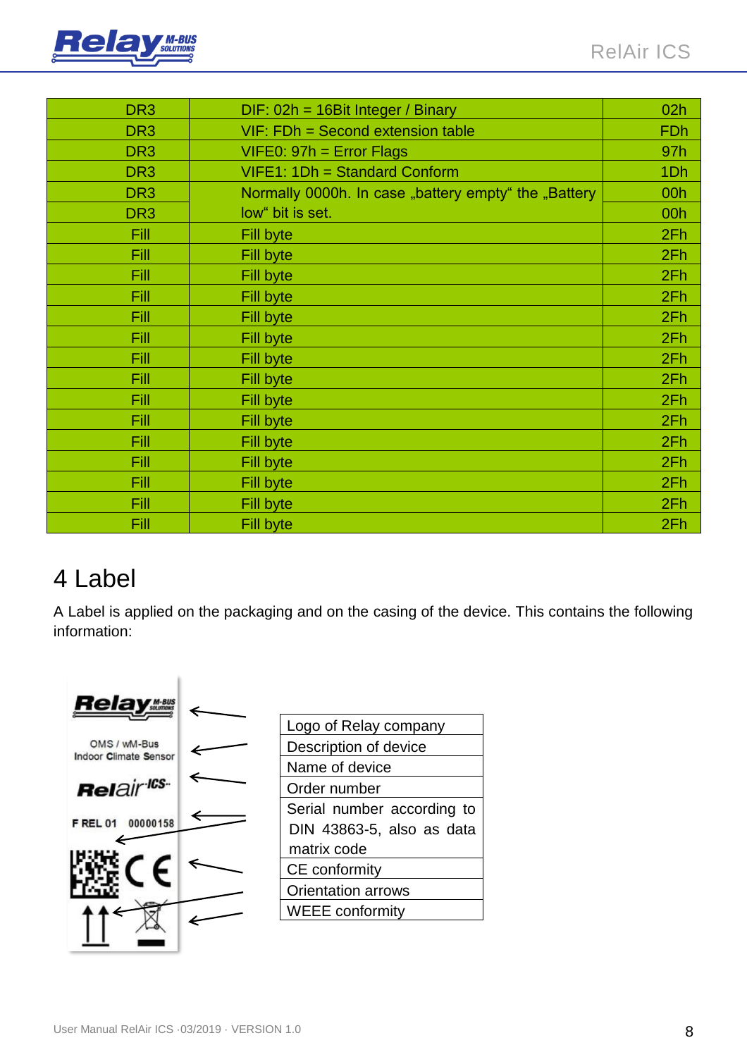| DR3 | DIF: 02h = 16Bit Integer / Binary | 02h |
|---|---|---|
| DR3 | VIF: FDh = Second extension table | FDh |
| DR3 | VIFE0: 97h = Error Flags | 97h |
| DR3 | VIFE1: 1Dh = Standard Conform | 1Dh |
| DR3 | Normally 0000h. In case „battery empty“ the „Battery low“ bit is set. | 00h |
| DR3 | | 00h |
| Fill | Fill byte | 2Fh |
| Fill | Fill byte | 2Fh |
| Fill | Fill byte | 2Fh |
| Fill | Fill byte | 2Fh |
| Fill | Fill byte | 2Fh |
| Fill | Fill byte | 2Fh |
| Fill | Fill byte | 2Fh |
| Fill | Fill byte | 2Fh |
| Fill | Fill byte | 2Fh |
| Fill | Fill byte | 2Fh |
| Fill | Fill byte | 2Fh |
| Fill | Fill byte | 2Fh |
| Fill | Fill byte | 2Fh |
| Fill | Fill byte | 2Fh |
| Fill | Fill byte | 2Fh |

# 4 Label

A Label is applied on the packaging and on the casing of the device. This contains the following information:

| Label contents |
|---|
| Logo of Relay company |
| Description of device |
| Name of device |
| Order number |
| Serial number according to DIN 43863-5, also as data matrix code |
| CE conformity |
| Orientation arrows |
| WEEE conformity |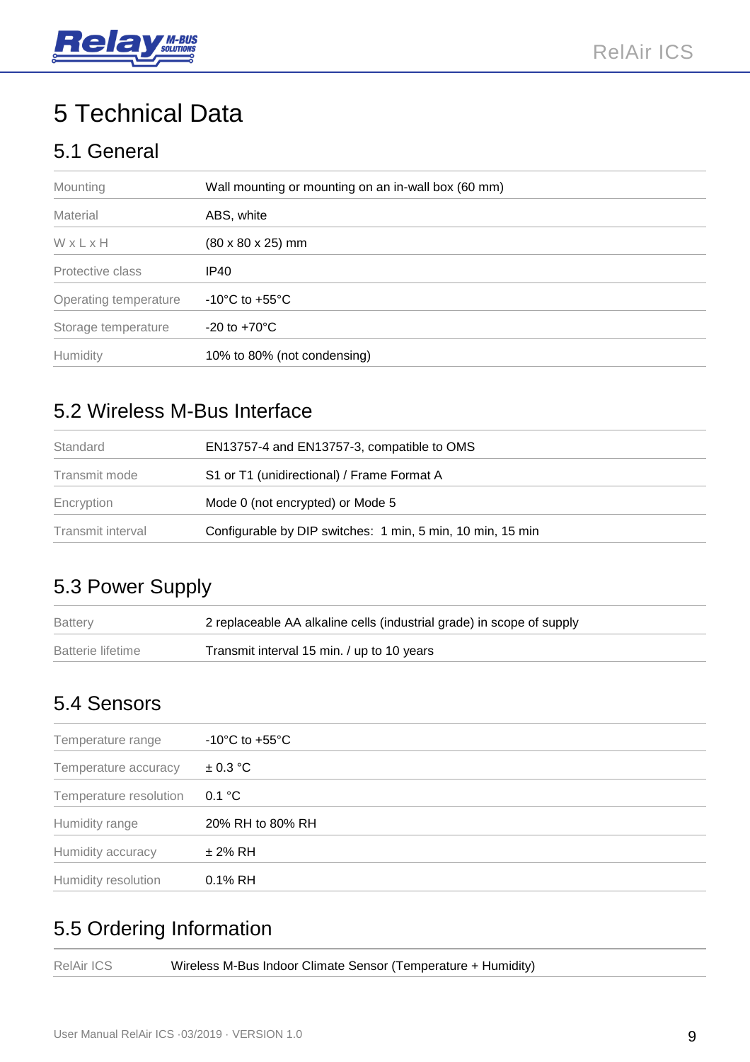# 5 Technical Data

## 5.1 General

| | |
|---|---|
| Mounting | Wall mounting or mounting on an in-wall box (60 mm) |
| Material | ABS, white |
| W x L x H | (80 x 80 x 25) mm |
| Protective class | IP40 |
| Operating temperature | -10°C to +55°C |
| Storage temperature | -20 to +70°C |
| Humidity | 10% to 80% (not condensing) |

## 5.2 Wireless M-Bus Interface

| | |
|---|---|
| Standard | EN13757-4 and EN13757-3, compatible to OMS |
| Transmit mode | S1 or T1 (unidirectional) / Frame Format A |
| Encryption | Mode 0 (not encrypted) or Mode 5 |
| Transmit interval | Configurable by DIP switches: 1 min, 5 min, 10 min, 15 min |

## 5.3 Power Supply

| | |
|---|---|
| Battery | 2 replaceable AA alkaline cells (industrial grade) in scope of supply |
| Batterie lifetime | Transmit interval 15 min. / up to 10 years |

## 5.4 Sensors

| | |
|---|---|
| Temperature range | -10°C to +55°C |
| Temperature accuracy | ± 0.3 °C |
| Temperature resolution | 0.1 °C |
| Humidity range | 20% RH to 80% RH |
| Humidity accuracy | ± 2% RH |
| Humidity resolution | 0.1% RH |

## 5.5 Ordering Information

| | |
|---|---|
| RelAir ICS | Wireless M-Bus Indoor Climate Sensor (Temperature + Humidity) |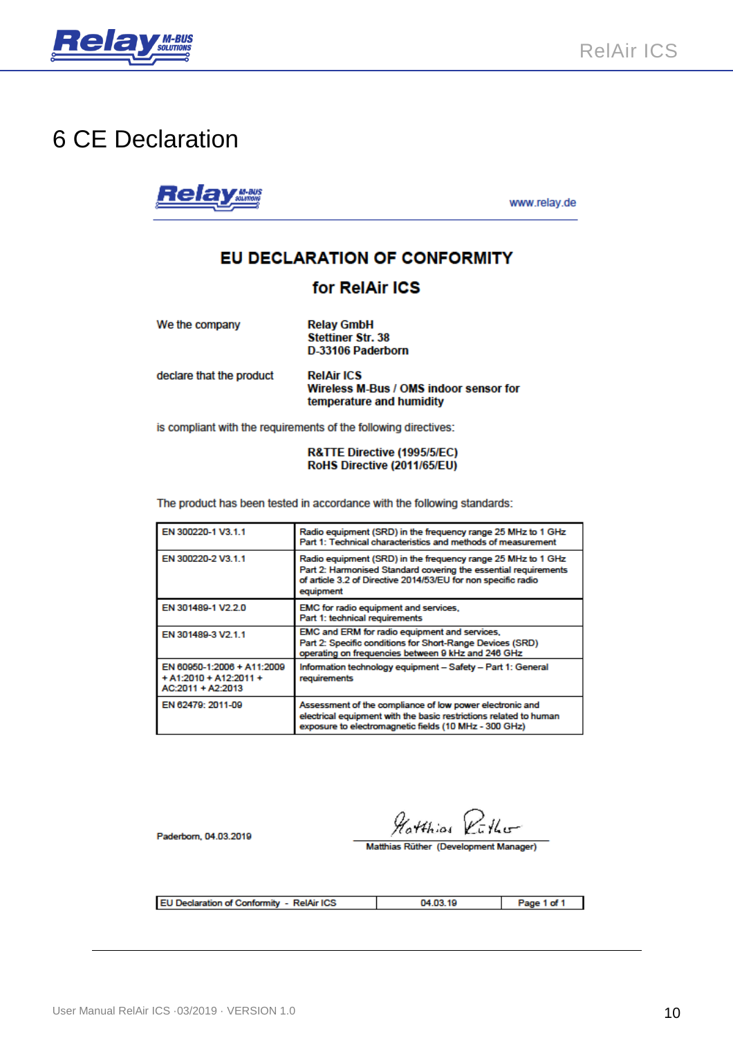# 6 CE Declaration

www.relay.de

## EU DECLARATION OF CONFORMITY

### for RelAir ICS

We the company

**Relay GmbH**
**Stettiner Str. 38**
**D-33106 Paderborn**

declare that the product

**RelAir ICS**
**Wireless M-Bus / OMS indoor sensor for temperature and humidity**

is compliant with the requirements of the following directives:

**R&TTE Directive (1995/5/EC)**
**RoHS Directive (2011/65/EU)**

The product has been tested in accordance with the following standards:

| Standard | Description |
| --- | --- |
| EN 300220-1 V3.1.1 | Radio equipment (SRD) in the frequency range 25 MHz to 1 GHz Part 1: Technical characteristics and methods of measurement |
| EN 300220-2 V3.1.1 | Radio equipment (SRD) in the frequency range 25 MHz to 1 GHz Part 2: Harmonised Standard covering the essential requirements of article 3.2 of Directive 2014/53/EU for non specific radio equipment |
| EN 301489-1 V2.2.0 | EMC for radio equipment and services, Part 1: technical requirements |
| EN 301489-3 V2.1.1 | EMC and ERM for radio equipment and services, Part 2: Specific conditions for Short-Range Devices (SRD) operating on frequencies between 9 kHz and 246 GHz |
| EN 60950-1:2006 + A11:2009 + A1:2010 + A12:2011 + AC:2011 + A2:2013 | Information technology equipment – Safety – Part 1: General requirements |
| EN 62479: 2011-09 | Assessment of the compliance of low power electronic and electrical equipment with the basic restrictions related to human exposure to electromagnetic fields (10 MHz - 300 GHz) |

Paderborn, 04.03.2019

Matthias Rüther (Development Manager)

| EU Declaration of Conformity - RelAir ICS | 04.03.19 | Page 1 of 1 |
| --- | --- | --- |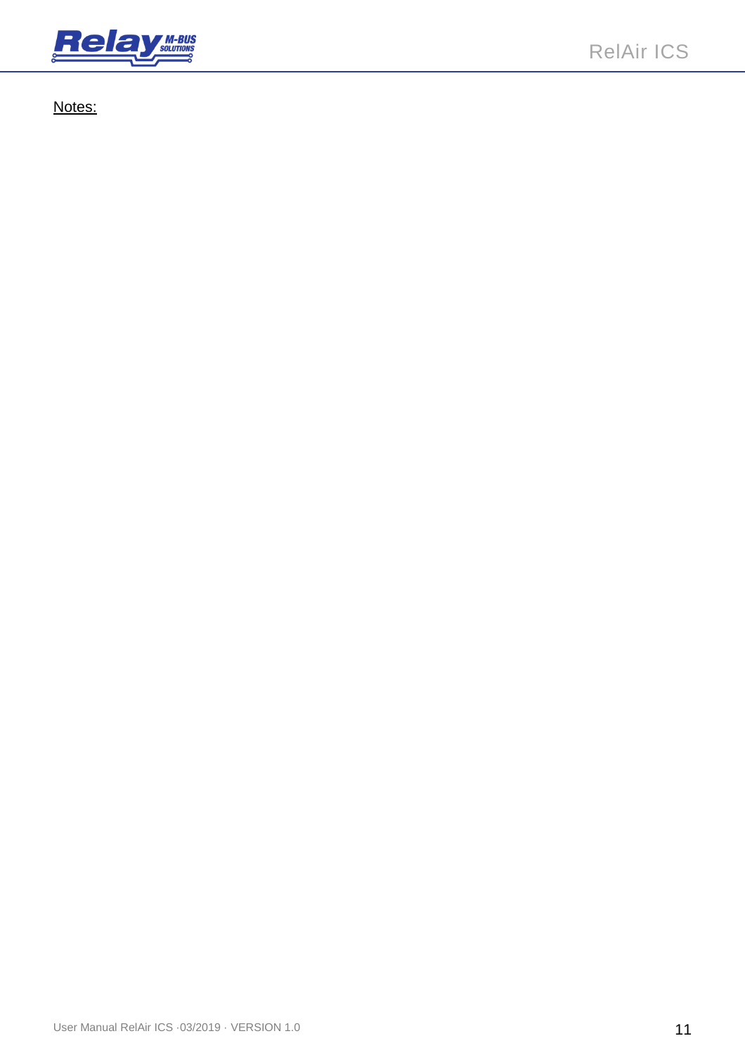Notes: